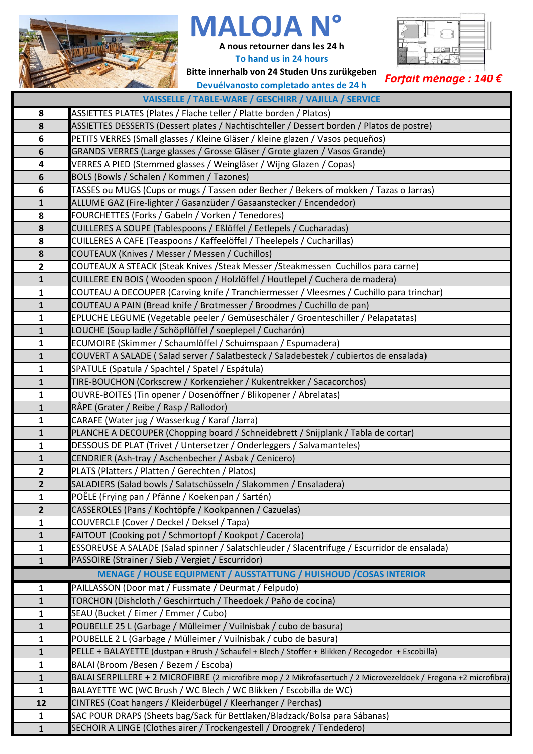# MALOJA N°

**A nous retourner dans les 24 h**

**To hand us in 24 hours**

**Bitte innerhalb von 24 Studen Uns zurükgeben**

**Devuélvanosto completado antes de 24 h**

***Forfait ménage : 140 €***

| | VAISSELLE / TABLE-WARE / GESCHIRR / VAJILLA / SERVICE |
|---|---|
| 8 | ASSIETTES PLATES (Plates / Flache teller / Platte borden / Platos) |
| 8 | ASSIETTES DESSERTS (Dessert plates / Nachtischteller / Dessert borden / Platos de postre) |
| 6 | PETITS VERRES (Small glasses / Kleine Gläser / kleine glazen / Vasos pequeños) |
| 6 | GRANDS VERRES (Large glasses / Grosse Gläser / Grote glazen / Vasos Grande) |
| 4 | VERRES A PIED (Stemmed glasses / Weingläser / Wijng Glazen / Copas) |
| 6 | BOLS (Bowls / Schalen / Kommen / Tazones) |
| 6 | TASSES ou MUGS (Cups or mugs / Tassen oder Becher / Bekers of mokken / Tazas o Jarras) |
| 1 | ALLUME GAZ (Fire-lighter / Gasanzüder / Gasaanstecker / Encendedor) |
| 8 | FOURCHETTES (Forks / Gabeln / Vorken / Tenedores) |
| 8 | CUILLERES A SOUPE (Tablespoons / Eßlöffel / Eetlepels / Cucharadas) |
| 8 | CUILLERES A CAFE (Teaspoons / Kaffeelöffel / Theelepels / Cucharillas) |
| 8 | COUTEAUX (Knives / Messer / Messen / Cuchillos) |
| 2 | COUTEAUX A STEACK (Steak Knives /Steak Messer /Steakmessen Cuchillos para carne) |
| 1 | CUILLERE EN BOIS ( Wooden spoon / Holzlöffel / Houtlepel / Cuchera de madera) |
| 1 | COUTEAU A DECOUPER (Carving knife / Tranchiermesser / Vleesmes / Cuchillo para trinchar) |
| 1 | COUTEAU A PAIN (Bread knife / Brotmesser / Broodmes / Cuchillo de pan) |
| 1 | EPLUCHE LEGUME (Vegetable peeler / Gemüseschäler / Groenteschiller / Pelapatatas) |
| 1 | LOUCHE (Soup ladle / Schöpflöffel / soeplepel / Cucharón) |
| 1 | ECUMOIRE (Skimmer / Schaumlöffel / Schuimspaan / Espumadera) |
| 1 | COUVERT A SALADE ( Salad server / Salatbesteck / Saladebestek / cubiertos de ensalada) |
| 1 | SPATULE (Spatula / Spachtel / Spatel / Espátula) |
| 1 | TIRE-BOUCHON (Corkscrew / Korkenzieher / Kukentrekker / Sacacorchos) |
| 1 | OUVRE-BOITES (Tin opener / Dosenöffner / Blikopener / Abrelatas) |
| 1 | RÂPE (Grater / Reibe / Rasp / Rallodor) |
| 1 | CARAFE (Water jug / Wasserkug / Karaf /Jarra) |
| 1 | PLANCHE A DECOUPER (Chopping board / Schneidebrett / Snijplank / Tabla de cortar) |
| 1 | DESSOUS DE PLAT (Trivet / Untersetzer / Onderleggers / Salvamanteles) |
| 1 | CENDRIER (Ash-tray / Aschenbecher / Asbak / Cenicero) |
| 2 | PLATS (Platters / Platten / Gerechten / Platos) |
| 2 | SALADIERS (Salad bowls / Salatschüsseln / Slakommen / Ensaladera) |
| 1 | POÊLE (Frying pan / Pfänne / Koekenpan / Sartén) |
| 2 | CASSEROLES (Pans / Kochtöpfe / Kookpannen / Cazuelas) |
| 1 | COUVERCLE (Cover / Deckel / Deksel / Tapa) |
| 1 | FAITOUT (Cooking pot / Schmortopf / Kookpot / Cacerola) |
| 1 | ESSOREUSE A SALADE (Salad spinner / Salatschleuder / Slacentrifuge / Escurridor de ensalada) |
| 1 | PASSOIRE (Strainer / Sieb / Vergiet / Escurridor) |
| | **MENAGE / HOUSE EQUIPMENT / AUSSTATTUNG / HUISHOUD /COSAS INTERIOR** |
| 1 | PAILLASSON (Door mat / Fussmate / Deurmat / Felpudo) |
| 1 | TORCHON (Dishcloth / Geschirrtuch / Theedoek / Paño de cocina) |
| 1 | SEAU (Bucket / Eimer / Emmer / Cubo) |
| 1 | POUBELLE 25 L (Garbage / Mülleimer / Vuilnisbak / cubo de basura) |
| 1 | POUBELLE 2 L (Garbage / Mülleimer / Vuilnisbak / cubo de basura) |
| 1 | PELLE + BALAYETTE (dustpan + Brush / Schaufel + Blech / Stoffer + Blikken / Recogedor + Escobilla) |
| 1 | BALAI (Broom /Besen / Bezem / Escoba) |
| 1 | BALAI SERPILLERE + 2 MICROFIBRE (2 microfibre mop / 2 Mikrofasertuch / 2 Microvezeldoek / Fregona +2 microfibra) |
| 1 | BALAYETTE WC (WC Brush / WC Blech / WC Blikken / Escobilla de WC) |
| 12 | CINTRES (Coat hangers / Kleiderbügel / Kleerhanger / Perchas) |
| 1 | SAC POUR DRAPS (Sheets bag/Sack für Bettlaken/Bladzack/Bolsa para Sábanas) |
| 1 | SECHOIR A LINGE (Clothes airer / Trockengestell / Droogrek / Tendedero) |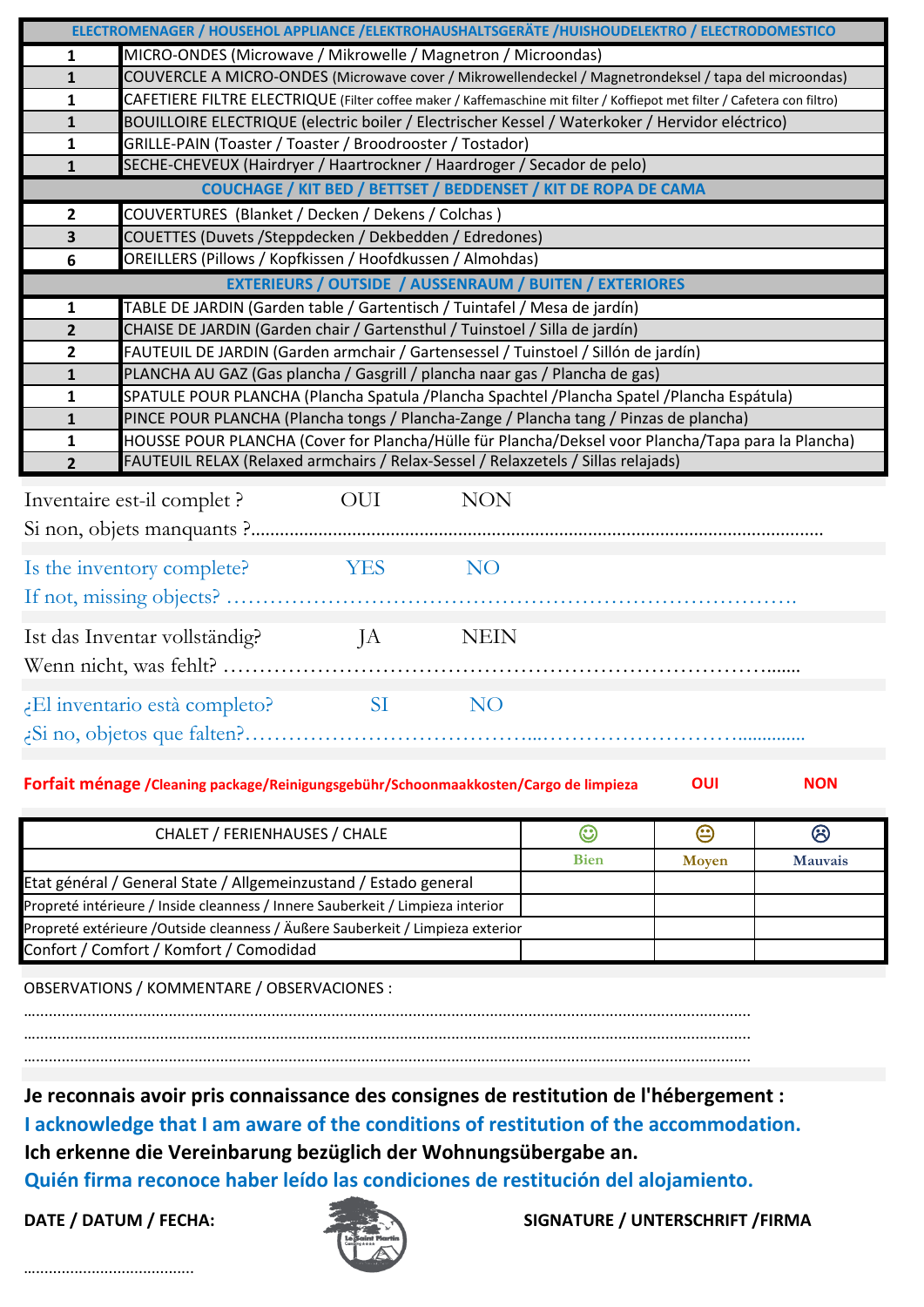| | |
|---|---|
| | **ELECTROMENAGER / HOUSEHOL APPLIANCE /ELEKTROHAUSHALTSGERÄTE /HUISHOUDELEKTRO / ELECTRODOMESTICO** |
| 1 | MICRO-ONDES (Microwave / Mikrowelle / Magnetron / Microondas) |
| 1 | COUVERCLE A MICRO-ONDES (Microwave cover / Mikrowellendeckel / Magnetrondeksel / tapa del microondas) |
| 1 | CAFETIERE FILTRE ELECTRIQUE (Filter coffee maker / Kaffemaschine mit filter / Koffiepot met filter / Cafetera con filtro) |
| 1 | BOUILLOIRE ELECTRIQUE (electric boiler / Electrischer Kessel / Waterkoker / Hervidor eléctrico) |
| 1 | GRILLE-PAIN (Toaster / Toaster / Broodrooster / Tostador) |
| 1 | SECHE-CHEVEUX (Hairdryer / Haartrockner / Haardroger / Secador de pelo) |
| | **COUCHAGE / KIT BED / BETTSET / BEDDENSET / KIT DE ROPA DE CAMA** |
| 2 | COUVERTURES (Blanket / Decken / Dekens / Colchas ) |
| 3 | COUETTES (Duvets /Steppdecken / Dekbedden / Edredones) |
| 6 | OREILLERS (Pillows / Kopfkissen / Hoofdkussen / Almohdas) |
| | **EXTERIEURS / OUTSIDE / AUSSENRAUM / BUITEN / EXTERIORES** |
| 1 | TABLE DE JARDIN (Garden table / Gartentisch / Tuintafel / Mesa de jardín) |
| 2 | CHAISE DE JARDIN (Garden chair / Gartensthul / Tuinstoel / Silla de jardín) |
| 2 | FAUTEUIL DE JARDIN (Garden armchair / Gartensessel / Tuinstoel / Sillón de jardín) |
| 1 | PLANCHA AU GAZ (Gas plancha / Gasgrill / plancha naar gas / Plancha de gas) |
| 1 | SPATULE POUR PLANCHA (Plancha Spatula /Plancha Spachtel /Plancha Spatel /Plancha Espátula) |
| 1 | PINCE POUR PLANCHA (Plancha tongs / Plancha-Zange / Plancha tang / Pinzas de plancha) |
| 1 | HOUSSE POUR PLANCHA (Cover for Plancha/Hülle für Plancha/Deksel voor Plancha/Tapa para la Plancha) |
| 2 | FAUTEUIL RELAX (Relaxed armchairs / Relax-Sessel / Relaxzetels / Sillas relajads) |

Inventaire est-il complet ?    OUI    NON

Si non, objets manquants ?........................................................................................................................

Is the inventory complete?    YES    NO

If not, missing objects? ……………………………………………………………………….

Ist das Inventar vollständig?    JA    NEIN

Wenn nicht, was fehlt? ……………………………………………………………………......

¿El inventario està completo?    SI    NO

¿Si no, objetos que falten?…………………………………...………………………..............

**Forfait ménage /Cleaning package/Reinigungsgebühr/Schoonmaakkosten/Cargo de limpieza**    **OUI**    **NON**

| CHALET / FERIENHAUSES / CHALE | ☺ | 😐 | ☹ |
|---|---|---|---|
| | Bien | Moyen | Mauvais |
| Etat général / General State / Allgemeinzustand / Estado general | | | |
| Propreté intérieure / Inside cleanness / Innere Sauberkeit / Limpieza interior | | | |
| Propreté extérieure /Outside cleanness / Äußere Sauberkeit / Limpieza exterior | | | |
| Confort / Comfort / Komfort / Comodidad | | | |

OBSERVATIONS / KOMMENTARE / OBSERVACIONES :

……………………………………………………………………………………………………………………………………………

……………………………………………………………………………………………………………………………………………

……………………………………………………………………………………………………………………………………………

**Je reconnais avoir pris connaissance des consignes de restitution de l'hébergement :**

**I acknowledge that I am aware of the conditions of restitution of the accommodation.**

**Ich erkenne die Vereinbarung bezüglich der Wohnungsübergabe an.**

**Quién firma reconoce haber leído las condiciones de restitución del alojamiento.**

**DATE / DATUM / FECHA:**    **SIGNATURE / UNTERSCHRIFT /FIRMA**

Le Saint Martin Camping ★★★★

.......................................